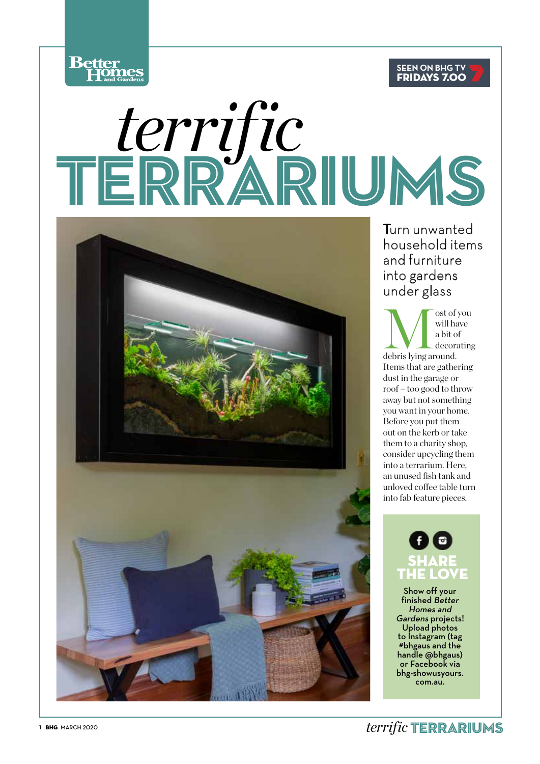SEEN ON BHG TV FRIDAYS 7.00

# *terrific* TERRARIUMS

## Turn unwanted household items and furniture into gardens under glass

Most of you will have a bit of decorating debris lying around. Items that are gathering dust in the garage or roof – too good to throw away but not something you want in your home. Before you put them out on the kerb or take them to a charity shop, consider upcycling them into a terrarium. Here, an unused fish tank and unloved coffee table turn into fab feature pieces.

### SHARE THE LOVE

Show off your finished *Better Homes and Gardens* projects! Upload photos to Instagram (tag #bhgaus and the handle @bhgaus) or Facebook via bhg-showusyours.com.au.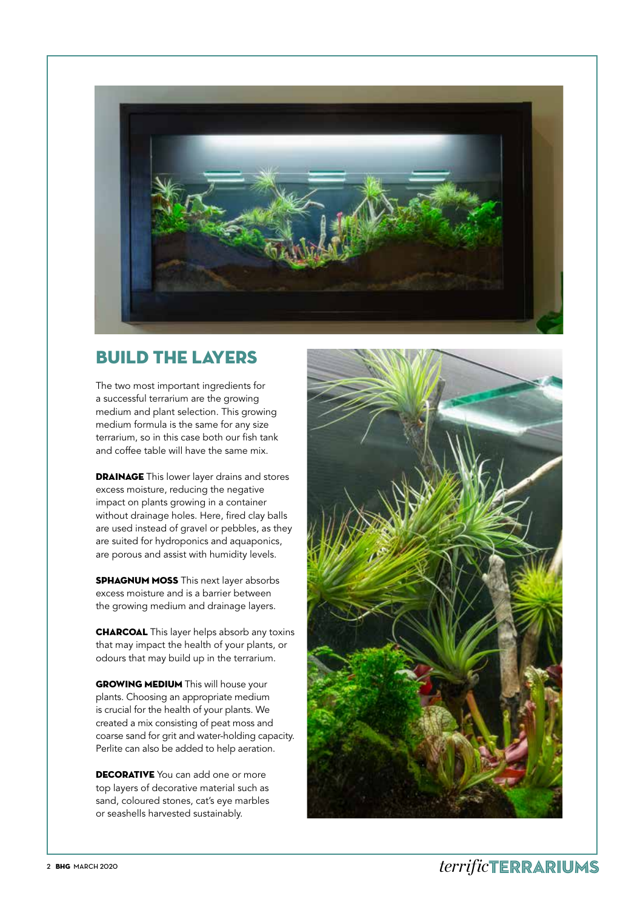## BUILD THE LAYERS

The two most important ingredients for a successful terrarium are the growing medium and plant selection. This growing medium formula is the same for any size terrarium, so in this case both our fish tank and coffee table will have the same mix.

**DRAINAGE** This lower layer drains and stores excess moisture, reducing the negative impact on plants growing in a container without drainage holes. Here, fired clay balls are used instead of gravel or pebbles, as they are suited for hydroponics and aquaponics, are porous and assist with humidity levels.

**SPHAGNUM MOSS** This next layer absorbs excess moisture and is a barrier between the growing medium and drainage layers.

**CHARCOAL** This layer helps absorb any toxins that may impact the health of your plants, or odours that may build up in the terrarium.

**GROWING MEDIUM** This will house your plants. Choosing an appropriate medium is crucial for the health of your plants. We created a mix consisting of peat moss and coarse sand for grit and water-holding capacity. Perlite can also be added to help aeration.

**DECORATIVE** You can add one or more top layers of decorative material such as sand, coloured stones, cat's eye marbles or seashells harvested sustainably.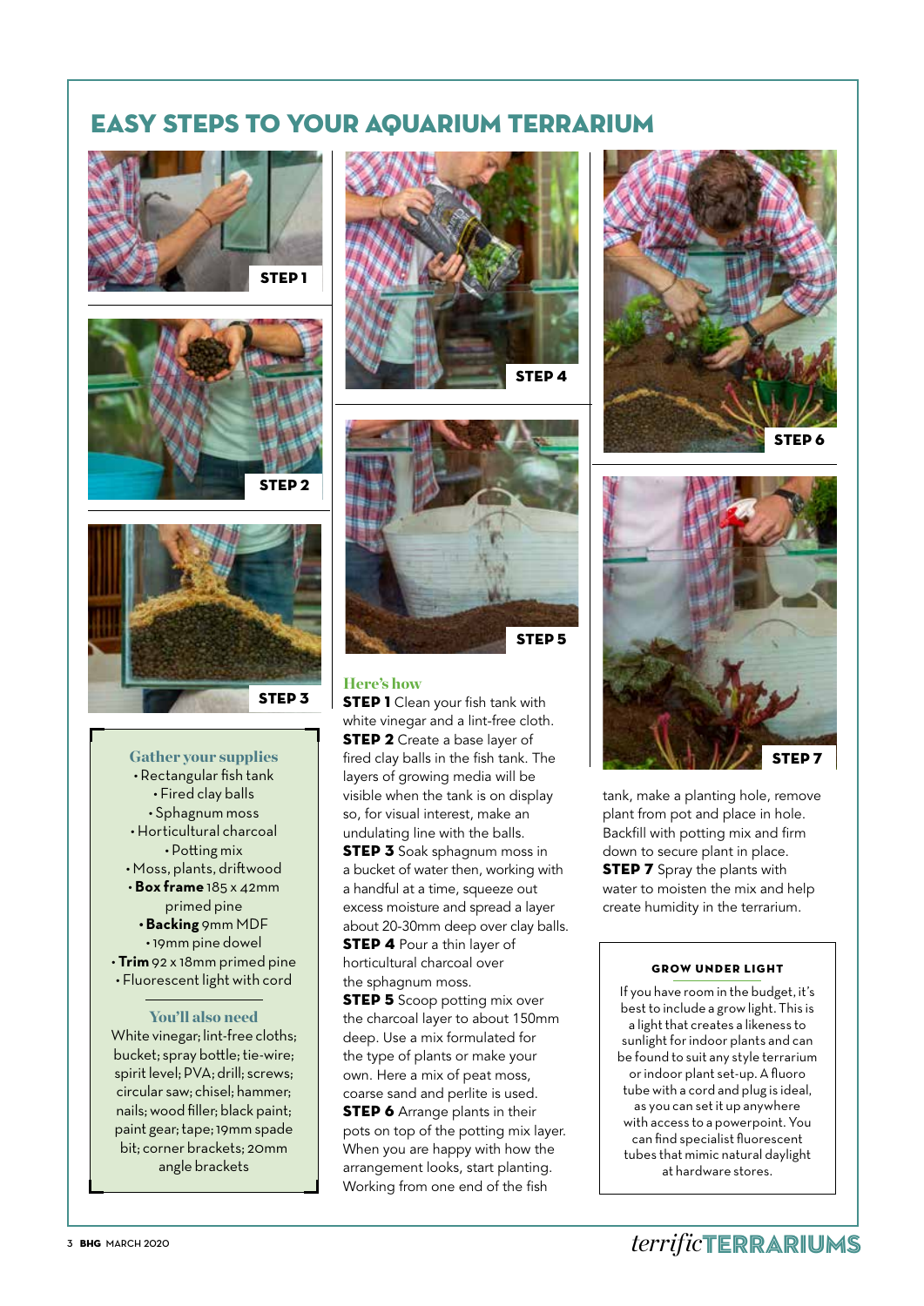# EASY STEPS TO YOUR AQUARIUM TERRARIUM

STEP 1

STEP 2

STEP 3

STEP 4

STEP 5

STEP 6

STEP 7

### Gather your supplies

- Rectangular fish tank
- Fired clay balls
- Sphagnum moss
- Horticultural charcoal
- Potting mix
- Moss, plants, driftwood
- **Box frame** 185 x 42mm primed pine
- **Backing** 9mm MDF
- 19mm pine dowel
- **Trim** 92 x 18mm primed pine
- Fluorescent light with cord

### You'll also need

White vinegar; lint-free cloths; bucket; spray bottle; tie-wire; spirit level; PVA; drill; screws; circular saw; chisel; hammer; nails; wood filler; black paint; paint gear; tape; 19mm spade bit; corner brackets; 20mm angle brackets

### Here's how

**STEP 1** Clean your fish tank with white vinegar and a lint-free cloth.

**STEP 2** Create a base layer of fired clay balls in the fish tank. The layers of growing media will be visible when the tank is on display so, for visual interest, make an undulating line with the balls.

**STEP 3** Soak sphagnum moss in a bucket of water then, working with a handful at a time, squeeze out excess moisture and spread a layer about 20-30mm deep over clay balls.

**STEP 4** Pour a thin layer of horticultural charcoal over the sphagnum moss.

**STEP 5** Scoop potting mix over the charcoal layer to about 150mm deep. Use a mix formulated for the type of plants or make your own. Here a mix of peat moss, coarse sand and perlite is used.

**STEP 6** Arrange plants in their pots on top of the potting mix layer. When you are happy with how the arrangement looks, start planting. Working from one end of the fish tank, make a planting hole, remove plant from pot and place in hole. Backfill with potting mix and firm down to secure plant in place.

**STEP 7** Spray the plants with water to moisten the mix and help create humidity in the terrarium.

### GROW UNDER LIGHT

If you have room in the budget, it's best to include a grow light. This is a light that creates a likeness to sunlight for indoor plants and can be found to suit any style terrarium or indoor plant set-up. A fluoro tube with a cord and plug is ideal, as you can set it up anywhere with access to a powerpoint. You can find specialist fluorescent tubes that mimic natural daylight at hardware stores.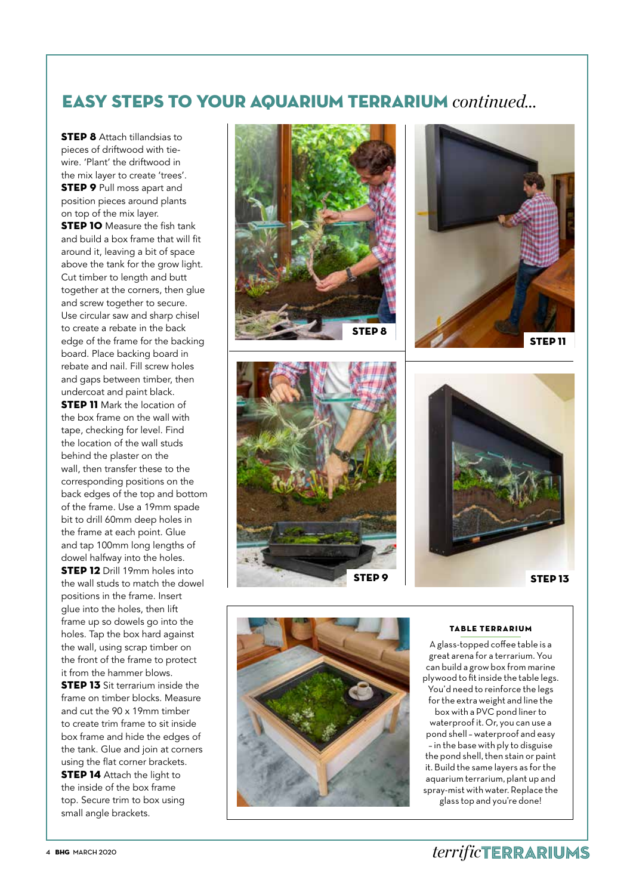## EASY STEPS TO YOUR AQUARIUM TERRARIUM *continued...*

**STEP 8** Attach tillandsias to pieces of driftwood with tie-wire. 'Plant' the driftwood in the mix layer to create 'trees'.

**STEP 9** Pull moss apart and position pieces around plants on top of the mix layer.

**STEP 10** Measure the fish tank and build a box frame that will fit around it, leaving a bit of space above the tank for the grow light. Cut timber to length and butt together at the corners, then glue and screw together to secure. Use circular saw and sharp chisel to create a rebate in the back edge of the frame for the backing board. Place backing board in rebate and nail. Fill screw holes and gaps between timber, then undercoat and paint black.

**STEP 11** Mark the location of the box frame on the wall with tape, checking for level. Find the location of the wall studs behind the plaster on the wall, then transfer these to the corresponding positions on the back edges of the top and bottom of the frame. Use a 19mm spade bit to drill 60mm deep holes in the frame at each point. Glue and tap 100mm long lengths of dowel halfway into the holes.

**STEP 12** Drill 19mm holes into the wall studs to match the dowel positions in the frame. Insert glue into the holes, then lift frame up so dowels go into the holes. Tap the box hard against the wall, using scrap timber on the front of the frame to protect it from the hammer blows.

**STEP 13** Sit terrarium inside the frame on timber blocks. Measure and cut the 90 x 19mm timber to create trim frame to sit inside box frame and hide the edges of the tank. Glue and join at corners using the flat corner brackets.

**STEP 14** Attach the light to the inside of the box frame top. Secure trim to box using small angle brackets.

STEP 8

STEP 11

STEP 9

STEP 13

### TABLE TERRARIUM

A glass-topped coffee table is a great arena for a terrarium. You can build a grow box from marine plywood to fit inside the table legs. You'd need to reinforce the legs for the extra weight and line the box with a PVC pond liner to waterproof it. Or, you can use a pond shell – waterproof and easy – in the base with ply to disguise the pond shell, then stain or paint it. Build the same layers as for the aquarium terrarium, plant up and spray-mist with water. Replace the glass top and you're done!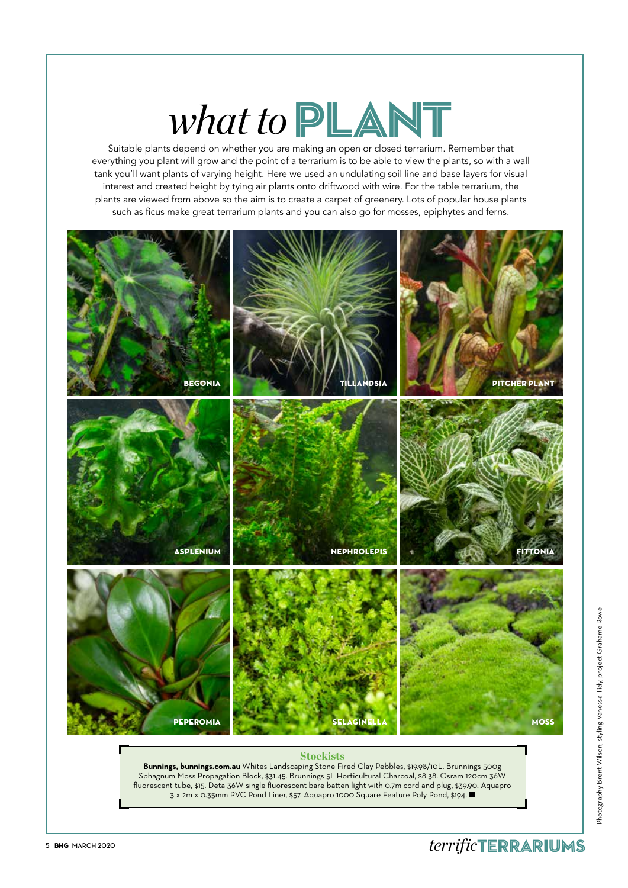# *what to* PLANT

Suitable plants depend on whether you are making an open or closed terrarium. Remember that everything you plant will grow and the point of a terrarium is to be able to view the plants, so with a wall tank you'll want plants of varying height. Here we used an undulating soil line and base layers for visual interest and created height by tying air plants onto driftwood with wire. For the table terrarium, the plants are viewed from above so the aim is to create a carpet of greenery. Lots of popular house plants such as ficus make great terrarium plants and you can also go for mosses, epiphytes and ferns.

BEGONIA

TILLANDSIA

PITCHER PLANT

ASPLENIUM

NEPHROLEPIS

FITTONIA

PEPEROMIA

SELAGINELLA

MOSS

### Stockists

**Bunnings, bunnings.com.au** Whites Landscaping Stone Fired Clay Pebbles, $19.98/10L. Brunnings 500g Sphagnum Moss Propagation Block, $31.45. Brunnings 5L Horticultural Charcoal, $8.38. Osram 120cm 36W fluorescent tube, $15. Deta 36W single fluorescent bare batten light with 0.7m cord and plug, $39.90. Aquapro 3 x 2m x 0.35mm PVC Pond Liner, $57. Aquapro 1000 Square Feature Poly Pond, $194. ■

Photography Brent Wilson; styling Vanessa Tidy; project Grahame Rowe